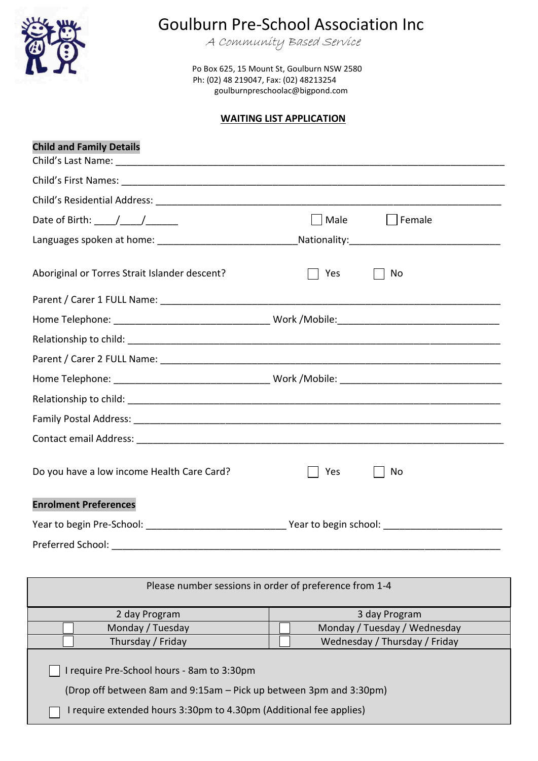# Goulburn Pre-School Association Inc

*A Community Based Service*

Po Box 625, 15 Mount St, Goulburn NSW 2580
Ph: (02) 48 219047, Fax: (02) 48213254
goulburnpreschoolac@bigpond.com

## WAITING LIST APPLICATION

### Child and Family Details

Child's Last Name: ____________________________________________________________

Child's First Names: ____________________________________________________________

Child's Residential Address: ______________________________________________________

Date of Birth: ____/____/______ ☐ Male ☐ Female

Languages spoken at home: ________________________ Nationality: _________________________

Aboriginal or Torres Strait Islander descent? ☐ Yes ☐ No

Parent / Carer 1 FULL Name: ______________________________________________________

Home Telephone: ___________________________ Work /Mobile: ___________________________

Relationship to child: ____________________________________________________________

Parent / Carer 2 FULL Name: ______________________________________________________

Home Telephone: ___________________________ Work /Mobile: ___________________________

Relationship to child: ____________________________________________________________

Family Postal Address: ___________________________________________________________

Contact email Address: ___________________________________________________________

Do you have a low income Health Care Card? ☐ Yes ☐ No

### Enrolment Preferences

Year to begin Pre-School: ________________________ Year to begin school: ____________________

Preferred School: ________________________________________________________________

Please number sessions in order of preference from 1-4

| 2 day Program | 3 day Program |
|---|---|
| ☐ Monday / Tuesday | ☐ Monday / Tuesday / Wednesday |
| ☐ Thursday / Friday | ☐ Wednesday / Thursday / Friday |

☐ I require Pre-School hours - 8am to 3:30pm

(Drop off between 8am and 9:15am – Pick up between 3pm and 3:30pm)

☐ I require extended hours 3:30pm to 4.30pm (Additional fee applies)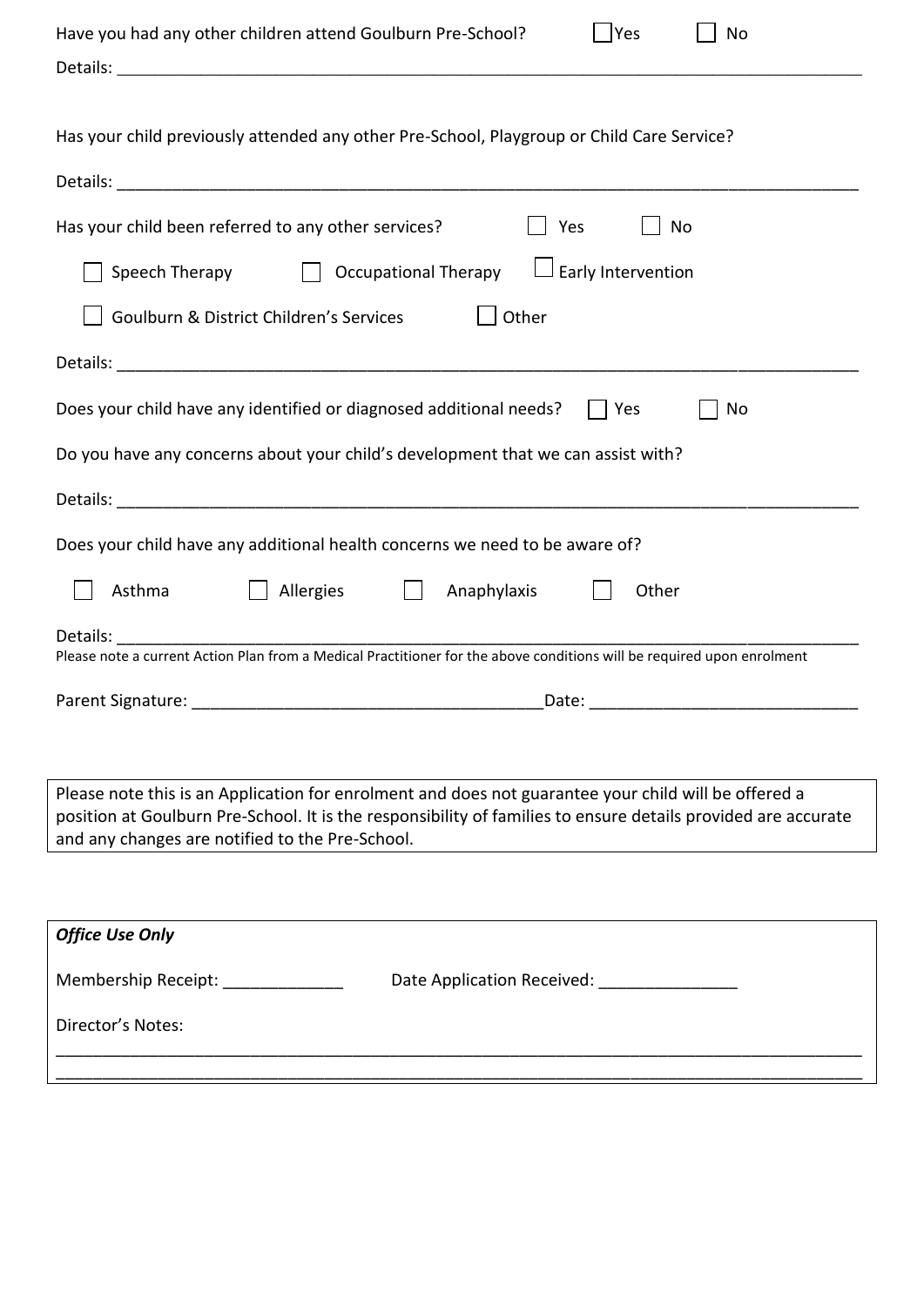Have you had any other children attend Goulburn Pre-School? ☐ Yes ☐ No

Details: ____________________________________________________________________________

Has your child previously attended any other Pre-School, Playgroup or Child Care Service?

Details: ____________________________________________________________________________

Has your child been referred to any other services? ☐ Yes ☐ No

☐ Speech Therapy ☐ Occupational Therapy ☐ Early Intervention

☐ Goulburn & District Children's Services ☐ Other

Details: ____________________________________________________________________________

Does your child have any identified or diagnosed additional needs? ☐ Yes ☐ No

Do you have any concerns about your child's development that we can assist with?

Details: ____________________________________________________________________________

Does your child have any additional health concerns we need to be aware of?

☐ Asthma ☐ Allergies ☐ Anaphylaxis ☐ Other

Details: ____________________________________________________________________________

Please note a current Action Plan from a Medical Practitioner for the above conditions will be required upon enrolment

Parent Signature: ___________________________________ Date: ___________________________

Please note this is an Application for enrolment and does not guarantee your child will be offered a position at Goulburn Pre-School. It is the responsibility of families to ensure details provided are accurate and any changes are notified to the Pre-School.

***Office Use Only***

Membership Receipt: _____________ Date Application Received: _______________

Director's Notes:

____________________________________________________________________________

____________________________________________________________________________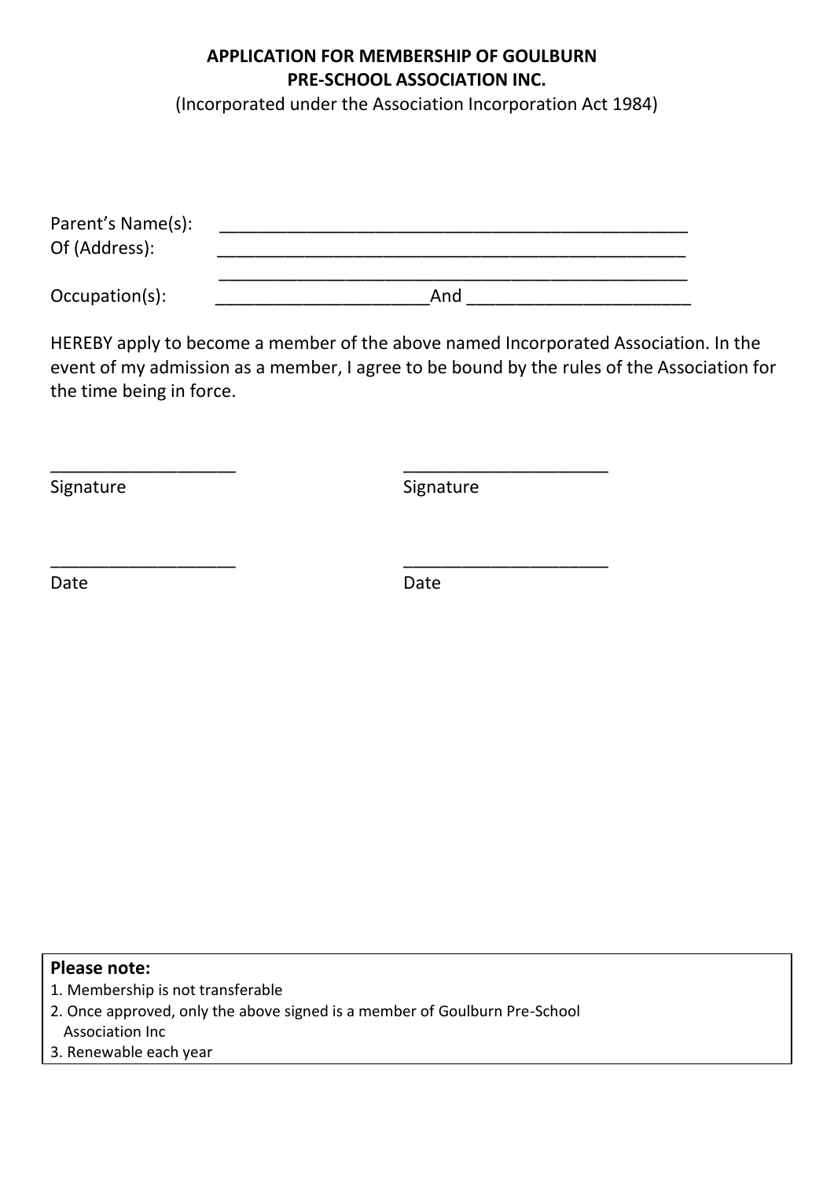**APPLICATION FOR MEMBERSHIP OF GOULBURN PRE-SCHOOL ASSOCIATION INC.**

(Incorporated under the Association Incorporation Act 1984)

Parent's Name(s): ___________________________________________________

Of (Address): ___________________________________________________

___________________________________________________

Occupation(s): _______________________And _______________________

HEREBY apply to become a member of the above named Incorporated Association. In the event of my admission as a member, I agree to be bound by the rules of the Association for the time being in force.

___________________  ___________________

Signature  Signature

___________________  ___________________

Date  Date

**Please note:**

1. Membership is not transferable
2. Once approved, only the above signed is a member of Goulburn Pre-School Association Inc
3. Renewable each year